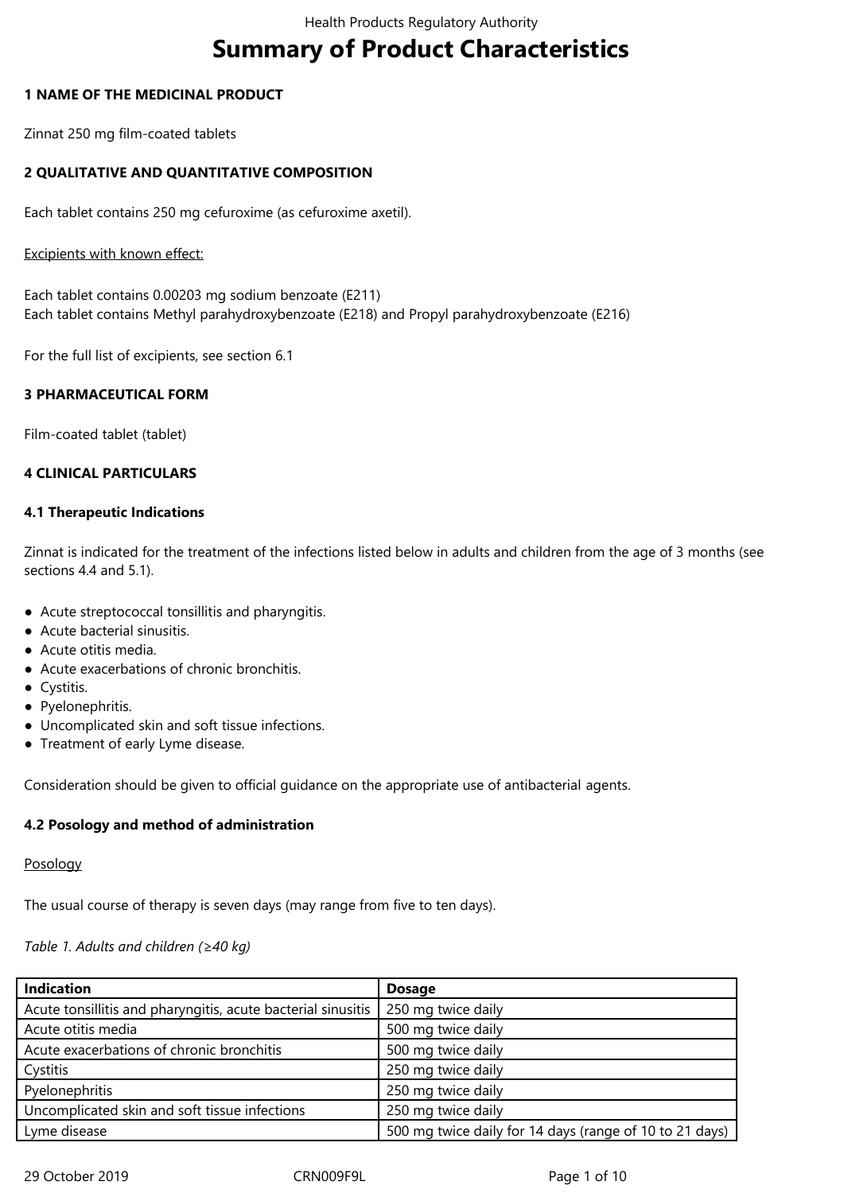# Summary of Product Characteristics

## 1 NAME OF THE MEDICINAL PRODUCT

Zinnat 250 mg film-coated tablets

## 2 QUALITATIVE AND QUANTITATIVE COMPOSITION

Each tablet contains 250 mg cefuroxime (as cefuroxime axetil).

Excipients with known effect:

Each tablet contains 0.00203 mg sodium benzoate (E211)
Each tablet contains Methyl parahydroxybenzoate (E218) and Propyl parahydroxybenzoate (E216)

For the full list of excipients, see section 6.1

## 3 PHARMACEUTICAL FORM

Film-coated tablet (tablet)

## 4 CLINICAL PARTICULARS

### 4.1 Therapeutic Indications

Zinnat is indicated for the treatment of the infections listed below in adults and children from the age of 3 months (see sections 4.4 and 5.1).

- Acute streptococcal tonsillitis and pharyngitis.
- Acute bacterial sinusitis.
- Acute otitis media.
- Acute exacerbations of chronic bronchitis.
- Cystitis.
- Pyelonephritis.
- Uncomplicated skin and soft tissue infections.
- Treatment of early Lyme disease.

Consideration should be given to official guidance on the appropriate use of antibacterial agents.

### 4.2 Posology and method of administration

Posology

The usual course of therapy is seven days (may range from five to ten days).

*Table 1. Adults and children (≥40 kg)*

| Indication | Dosage |
|---|---|
| Acute tonsillitis and pharyngitis, acute bacterial sinusitis | 250 mg twice daily |
| Acute otitis media | 500 mg twice daily |
| Acute exacerbations of chronic bronchitis | 500 mg twice daily |
| Cystitis | 250 mg twice daily |
| Pyelonephritis | 250 mg twice daily |
| Uncomplicated skin and soft tissue infections | 250 mg twice daily |
| Lyme disease | 500 mg twice daily for 14 days (range of 10 to 21 days) |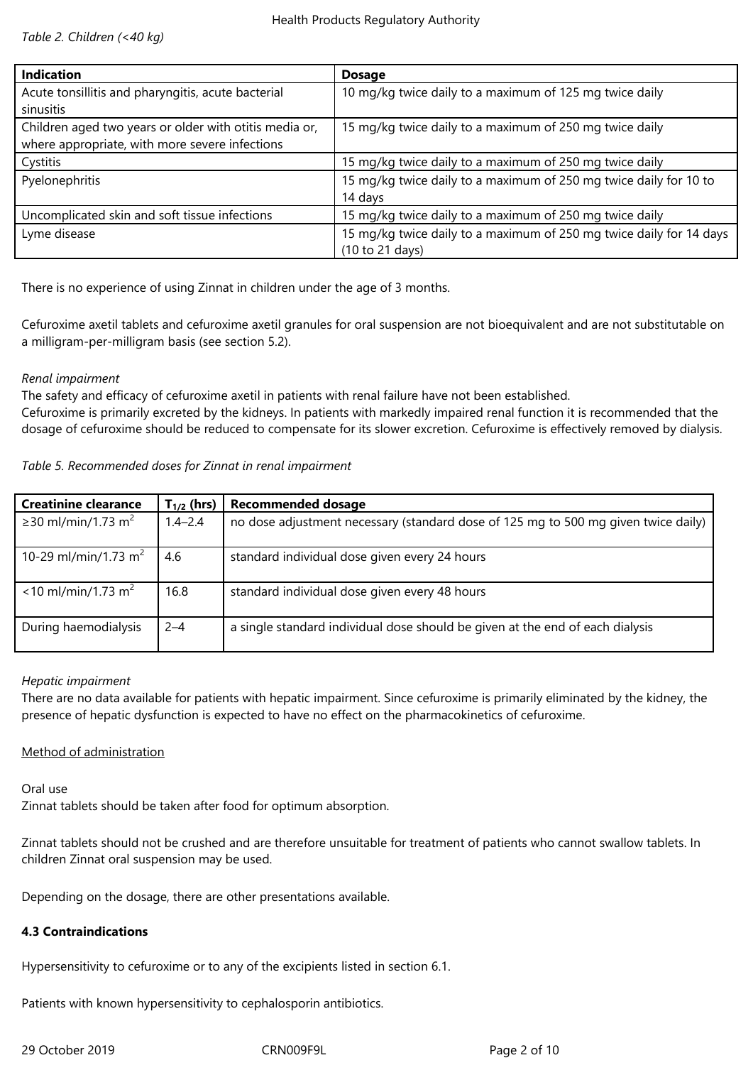*Table 2. Children (<40 kg)*

| Indication | Dosage |
|---|---|
| Acute tonsillitis and pharyngitis, acute bacterial sinusitis | 10 mg/kg twice daily to a maximum of 125 mg twice daily |
| Children aged two years or older with otitis media or, where appropriate, with more severe infections | 15 mg/kg twice daily to a maximum of 250 mg twice daily |
| Cystitis | 15 mg/kg twice daily to a maximum of 250 mg twice daily |
| Pyelonephritis | 15 mg/kg twice daily to a maximum of 250 mg twice daily for 10 to 14 days |
| Uncomplicated skin and soft tissue infections | 15 mg/kg twice daily to a maximum of 250 mg twice daily |
| Lyme disease | 15 mg/kg twice daily to a maximum of 250 mg twice daily for 14 days (10 to 21 days) |

There is no experience of using Zinnat in children under the age of 3 months.

Cefuroxime axetil tablets and cefuroxime axetil granules for oral suspension are not bioequivalent and are not substitutable on a milligram-per-milligram basis (see section 5.2).

*Renal impairment*

The safety and efficacy of cefuroxime axetil in patients with renal failure have not been established.
Cefuroxime is primarily excreted by the kidneys. In patients with markedly impaired renal function it is recommended that the dosage of cefuroxime should be reduced to compensate for its slower excretion. Cefuroxime is effectively removed by dialysis.

*Table 5. Recommended doses for Zinnat in renal impairment*

| Creatinine clearance | $T_{1/2}$ (hrs) | Recommended dosage |
|---|---|---|
| ≥30 ml/min/1.73 $m^2$ | 1.4–2.4 | no dose adjustment necessary (standard dose of 125 mg to 500 mg given twice daily) |
| 10-29 ml/min/1.73 $m^2$ | 4.6 | standard individual dose given every 24 hours |
| <10 ml/min/1.73 $m^2$ | 16.8 | standard individual dose given every 48 hours |
| During haemodialysis | 2–4 | a single standard individual dose should be given at the end of each dialysis |

*Hepatic impairment*

There are no data available for patients with hepatic impairment. Since cefuroxime is primarily eliminated by the kidney, the presence of hepatic dysfunction is expected to have no effect on the pharmacokinetics of cefuroxime.

Method of administration

Oral use

Zinnat tablets should be taken after food for optimum absorption.

Zinnat tablets should not be crushed and are therefore unsuitable for treatment of patients who cannot swallow tablets. In children Zinnat oral suspension may be used.

Depending on the dosage, there are other presentations available.

**4.3 Contraindications**

Hypersensitivity to cefuroxime or to any of the excipients listed in section 6.1.

Patients with known hypersensitivity to cephalosporin antibiotics.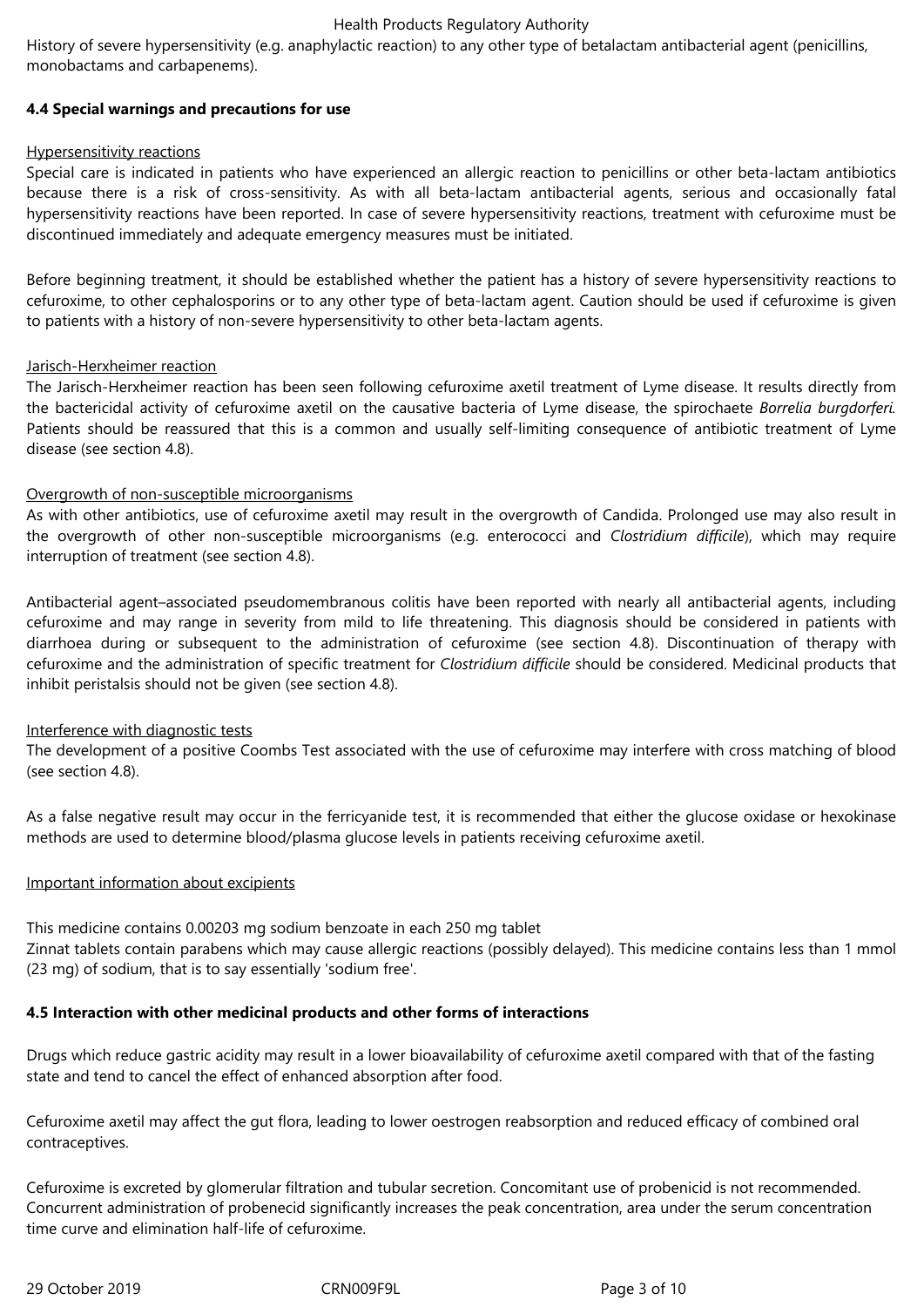History of severe hypersensitivity (e.g. anaphylactic reaction) to any other type of betalactam antibacterial agent (penicillins, monobactams and carbapenems).

**4.4 Special warnings and precautions for use**

Hypersensitivity reactions

Special care is indicated in patients who have experienced an allergic reaction to penicillins or other beta-lactam antibiotics because there is a risk of cross-sensitivity. As with all beta-lactam antibacterial agents, serious and occasionally fatal hypersensitivity reactions have been reported. In case of severe hypersensitivity reactions, treatment with cefuroxime must be discontinued immediately and adequate emergency measures must be initiated.

Before beginning treatment, it should be established whether the patient has a history of severe hypersensitivity reactions to cefuroxime, to other cephalosporins or to any other type of beta-lactam agent. Caution should be used if cefuroxime is given to patients with a history of non-severe hypersensitivity to other beta-lactam agents.

Jarisch-Herxheimer reaction

The Jarisch-Herxheimer reaction has been seen following cefuroxime axetil treatment of Lyme disease. It results directly from the bactericidal activity of cefuroxime axetil on the causative bacteria of Lyme disease, the spirochaete *Borrelia burgdorferi*. Patients should be reassured that this is a common and usually self-limiting consequence of antibiotic treatment of Lyme disease (see section 4.8).

Overgrowth of non-susceptible microorganisms

As with other antibiotics, use of cefuroxime axetil may result in the overgrowth of Candida. Prolonged use may also result in the overgrowth of other non-susceptible microorganisms (e.g. enterococci and *Clostridium difficile*), which may require interruption of treatment (see section 4.8).

Antibacterial agent–associated pseudomembranous colitis have been reported with nearly all antibacterial agents, including cefuroxime and may range in severity from mild to life threatening. This diagnosis should be considered in patients with diarrhoea during or subsequent to the administration of cefuroxime (see section 4.8). Discontinuation of therapy with cefuroxime and the administration of specific treatment for *Clostridium difficile* should be considered. Medicinal products that inhibit peristalsis should not be given (see section 4.8).

Interference with diagnostic tests

The development of a positive Coombs Test associated with the use of cefuroxime may interfere with cross matching of blood (see section 4.8).

As a false negative result may occur in the ferricyanide test, it is recommended that either the glucose oxidase or hexokinase methods are used to determine blood/plasma glucose levels in patients receiving cefuroxime axetil.

Important information about excipients

This medicine contains 0.00203 mg sodium benzoate in each 250 mg tablet
Zinnat tablets contain parabens which may cause allergic reactions (possibly delayed). This medicine contains less than 1 mmol (23 mg) of sodium, that is to say essentially 'sodium free'.

**4.5 Interaction with other medicinal products and other forms of interactions**

Drugs which reduce gastric acidity may result in a lower bioavailability of cefuroxime axetil compared with that of the fasting state and tend to cancel the effect of enhanced absorption after food.

Cefuroxime axetil may affect the gut flora, leading to lower oestrogen reabsorption and reduced efficacy of combined oral contraceptives.

Cefuroxime is excreted by glomerular filtration and tubular secretion. Concomitant use of probenicid is not recommended. Concurrent administration of probenecid significantly increases the peak concentration, area under the serum concentration time curve and elimination half-life of cefuroxime.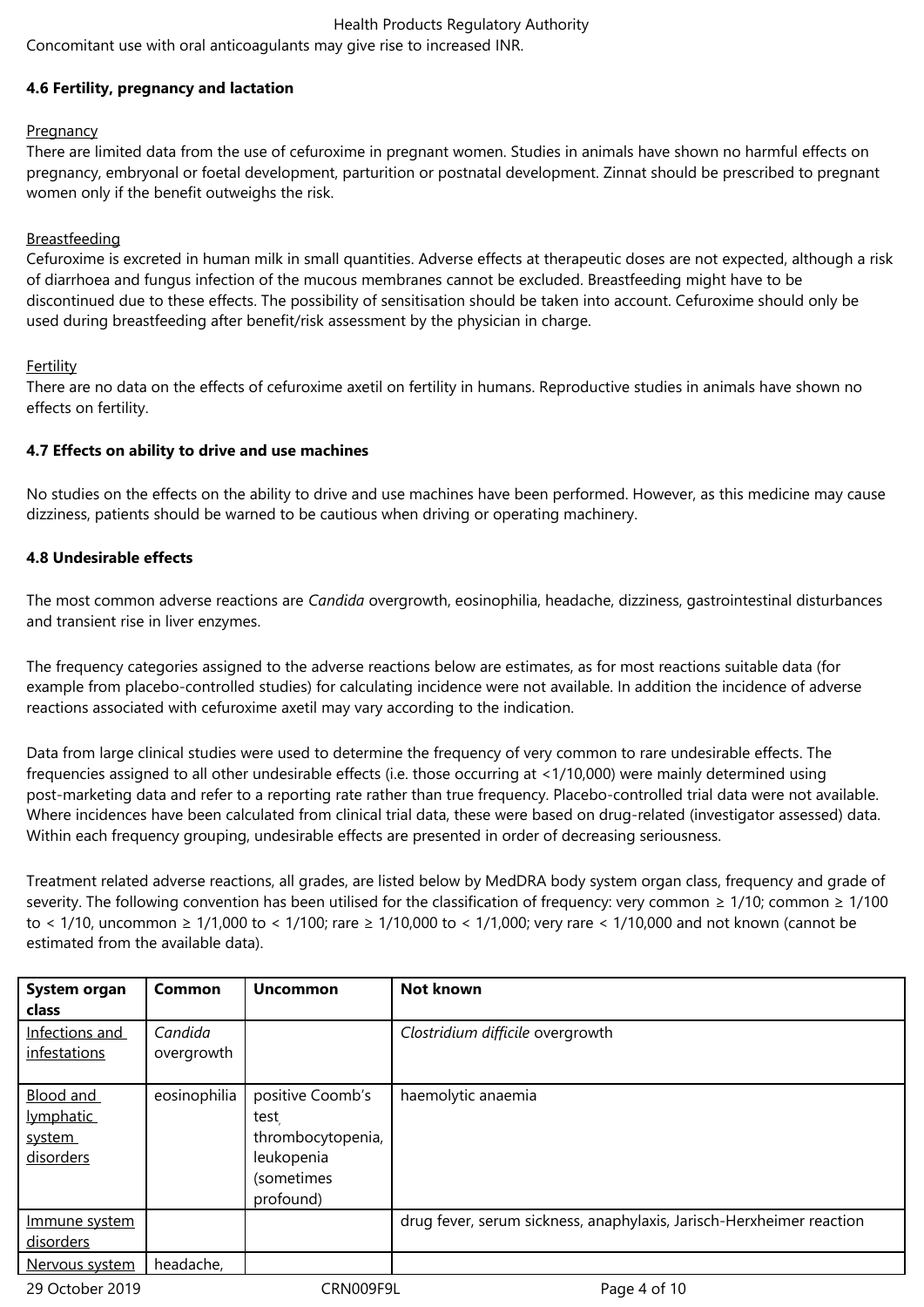Concomitant use with oral anticoagulants may give rise to increased INR.

**4.6 Fertility, pregnancy and lactation**

Pregnancy

There are limited data from the use of cefuroxime in pregnant women. Studies in animals have shown no harmful effects on pregnancy, embryonal or foetal development, parturition or postnatal development. Zinnat should be prescribed to pregnant women only if the benefit outweighs the risk.

Breastfeeding

Cefuroxime is excreted in human milk in small quantities. Adverse effects at therapeutic doses are not expected, although a risk of diarrhoea and fungus infection of the mucous membranes cannot be excluded. Breastfeeding might have to be discontinued due to these effects. The possibility of sensitisation should be taken into account. Cefuroxime should only be used during breastfeeding after benefit/risk assessment by the physician in charge.

Fertility

There are no data on the effects of cefuroxime axetil on fertility in humans. Reproductive studies in animals have shown no effects on fertility.

**4.7 Effects on ability to drive and use machines**

No studies on the effects on the ability to drive and use machines have been performed. However, as this medicine may cause dizziness, patients should be warned to be cautious when driving or operating machinery.

**4.8 Undesirable effects**

The most common adverse reactions are *Candida* overgrowth, eosinophilia, headache, dizziness, gastrointestinal disturbances and transient rise in liver enzymes.

The frequency categories assigned to the adverse reactions below are estimates, as for most reactions suitable data (for example from placebo-controlled studies) for calculating incidence were not available. In addition the incidence of adverse reactions associated with cefuroxime axetil may vary according to the indication.

Data from large clinical studies were used to determine the frequency of very common to rare undesirable effects. The frequencies assigned to all other undesirable effects (i.e. those occurring at <1/10,000) were mainly determined using post-marketing data and refer to a reporting rate rather than true frequency. Placebo-controlled trial data were not available. Where incidences have been calculated from clinical trial data, these were based on drug-related (investigator assessed) data. Within each frequency grouping, undesirable effects are presented in order of decreasing seriousness.

Treatment related adverse reactions, all grades, are listed below by MedDRA body system organ class, frequency and grade of severity. The following convention has been utilised for the classification of frequency: very common ≥ 1/10; common ≥ 1/100 to < 1/10, uncommon ≥ 1/1,000 to < 1/100; rare ≥ 1/10,000 to < 1/1,000; very rare < 1/10,000 and not known (cannot be estimated from the available data).

| System organ class | Common | Uncommon | Not known |
|---|---|---|---|
| Infections and infestations | *Candida* overgrowth | | *Clostridium difficile* overgrowth |
| Blood and lymphatic system disorders | eosinophilia | positive Coomb's test, thrombocytopenia, leukopenia (sometimes profound) | haemolytic anaemia |
| Immune system disorders | | | drug fever, serum sickness, anaphylaxis, Jarisch-Herxheimer reaction |
| Nervous system | headache, | | |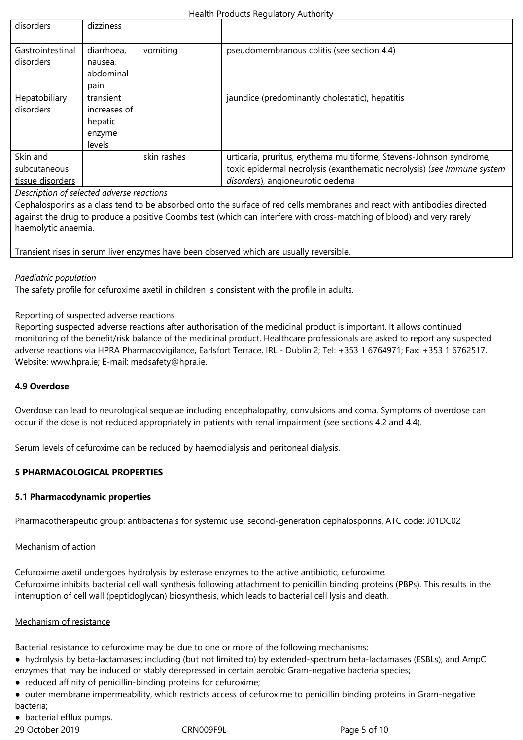| | | | |
|---|---|---|---|
| disorders | dizziness | | |
| Gastrointestinal disorders | diarrhoea, nausea, abdominal pain | vomiting | pseudomembranous colitis (see section 4.4) |
| Hepatobiliary disorders | transient increases of hepatic enzyme levels | | jaundice (predominantly cholestatic), hepatitis |
| Skin and subcutaneous tissue disorders | | skin rashes | urticaria, pruritus, erythema multiforme, Stevens-Johnson syndrome, toxic epidermal necrolysis (exanthematic necrolysis) (*see Immune system disorders*), angioneurotic oedema |

*Description of selected adverse reactions*

Cephalosporins as a class tend to be absorbed onto the surface of red cells membranes and react with antibodies directed against the drug to produce a positive Coombs test (which can interfere with cross-matching of blood) and very rarely haemolytic anaemia.

Transient rises in serum liver enzymes have been observed which are usually reversible.

*Paediatric population*

The safety profile for cefuroxime axetil in children is consistent with the profile in adults.

Reporting of suspected adverse reactions

Reporting suspected adverse reactions after authorisation of the medicinal product is important. It allows continued monitoring of the benefit/risk balance of the medicinal product. Healthcare professionals are asked to report any suspected adverse reactions via HPRA Pharmacovigilance, Earlsfort Terrace, IRL - Dublin 2; Tel: +353 1 6764971; Fax: +353 1 6762517. Website: www.hpra.ie; E-mail: medsafety@hpra.ie.

**4.9 Overdose**

Overdose can lead to neurological sequelae including encephalopathy, convulsions and coma. Symptoms of overdose can occur if the dose is not reduced appropriately in patients with renal impairment (see sections 4.2 and 4.4).

Serum levels of cefuroxime can be reduced by haemodialysis and peritoneal dialysis.

**5 PHARMACOLOGICAL PROPERTIES**

**5.1 Pharmacodynamic properties**

Pharmacotherapeutic group: antibacterials for systemic use, second-generation cephalosporins, ATC code: J01DC02

Mechanism of action

Cefuroxime axetil undergoes hydrolysis by esterase enzymes to the active antibiotic, cefuroxime.
Cefuroxime inhibits bacterial cell wall synthesis following attachment to penicillin binding proteins (PBPs). This results in the interruption of cell wall (peptidoglycan) biosynthesis, which leads to bacterial cell lysis and death.

Mechanism of resistance

Bacterial resistance to cefuroxime may be due to one or more of the following mechanisms:

- hydrolysis by beta-lactamases; including (but not limited to) by extended-spectrum beta-lactamases (ESBLs), and AmpC enzymes that may be induced or stably derepressed in certain aerobic Gram-negative bacteria species;
- reduced affinity of penicillin-binding proteins for cefuroxime;
- outer membrane impermeability, which restricts access of cefuroxime to penicillin binding proteins in Gram-negative bacteria;
- bacterial efflux pumps.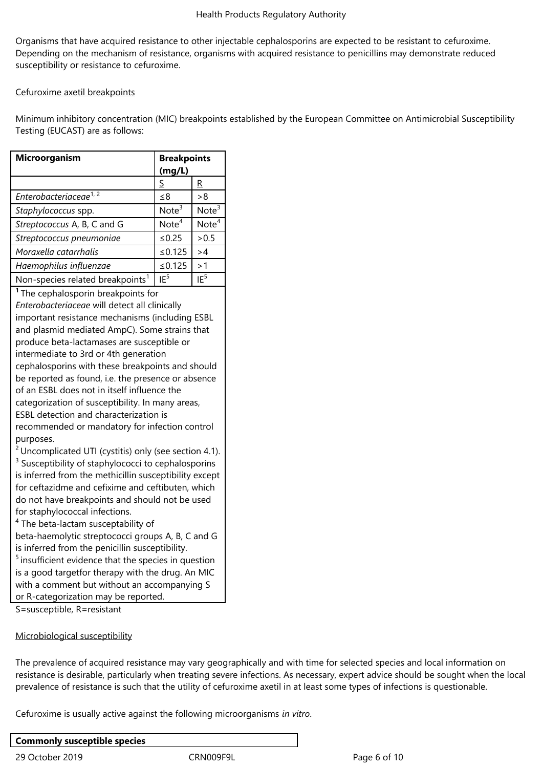Organisms that have acquired resistance to other injectable cephalosporins are expected to be resistant to cefuroxime. Depending on the mechanism of resistance, organisms with acquired resistance to penicillins may demonstrate reduced susceptibility or resistance to cefuroxime.

Cefuroxime axetil breakpoints

Minimum inhibitory concentration (MIC) breakpoints established by the European Committee on Antimicrobial Susceptibility Testing (EUCAST) are as follows:

| **Microorganism** | **Breakpoints (mg/L)** | |
|---|---|---|
| | S | R |
| *Enterobacteriaceae*[1, 2] | ≤8 | >8 |
| *Staphylococcus* spp. | Note[3] | Note[3] |
| *Streptococcus* A, B, C and G | Note[4] | Note[4] |
| *Streptococcus pneumoniae* | ≤0.25 | >0.5 |
| *Moraxella catarrhalis* | ≤0.125 | >4 |
| *Haemophilus influenzae* | ≤0.125 | >1 |
| Non-species related breakpoints[1] | IE[5] | IE[5] |

[1] The cephalosporin breakpoints for *Enterobacteriaceae* will detect all clinically important resistance mechanisms (including ESBL and plasmid mediated AmpC). Some strains that produce beta-lactamases are susceptible or intermediate to 3rd or 4th generation cephalosporins with these breakpoints and should be reported as found, i.e. the presence or absence of an ESBL does not in itself influence the categorization of susceptibility. In many areas, ESBL detection and characterization is recommended or mandatory for infection control purposes.
[2] Uncomplicated UTI (cystitis) only (see section 4.1).
[3] Susceptibility of staphylococci to cephalosporins is inferred from the methicillin susceptibility except for ceftazidme and cefixime and ceftibuten, which do not have breakpoints and should not be used for staphylococcal infections.
[4] The beta-lactam susceptability of beta-haemolytic streptococci groups A, B, C and G is inferred from the penicillin susceptibility.
[5] insufficient evidence that the species in question is a good targetfor therapy with the drug. An MIC with a comment but without an accompanying S or R-categorization may be reported.

S=susceptible, R=resistant

Microbiological susceptibility

The prevalence of acquired resistance may vary geographically and with time for selected species and local information on resistance is desirable, particularly when treating severe infections. As necessary, expert advice should be sought when the local prevalence of resistance is such that the utility of cefuroxime axetil in at least some types of infections is questionable.

Cefuroxime is usually active against the following microorganisms *in vitro*.

| **Commonly susceptible species** |
|---|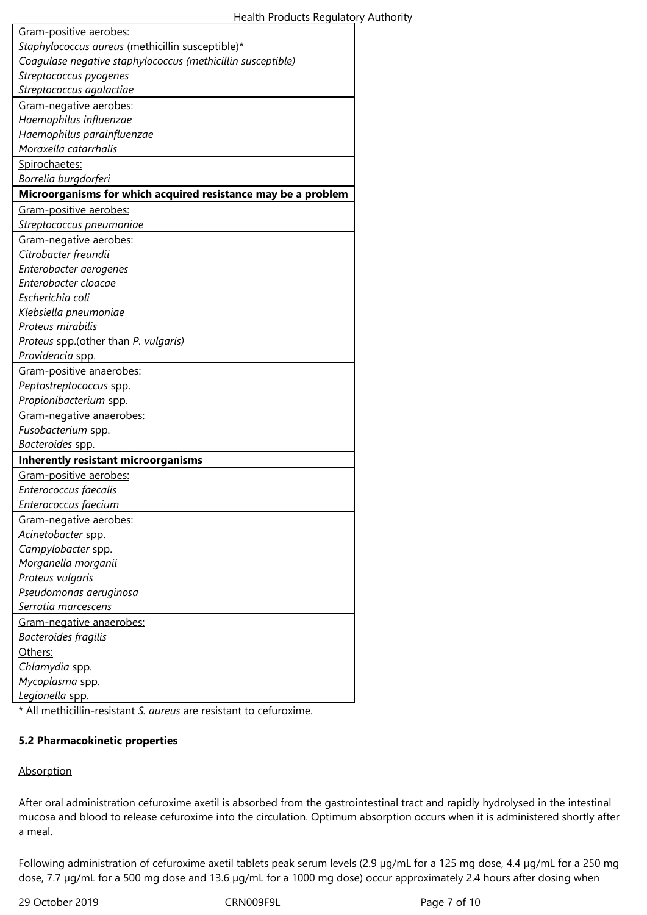| |
|---|
| Gram-positive aerobes: |
| *Staphylococcus aureus* (methicillin susceptible)* |
| *Coagulase negative staphylococcus (methicillin susceptible)* |
| *Streptococcus pyogenes* |
| *Streptococcus agalactiae* |
| Gram-negative aerobes: |
| *Haemophilus influenzae* |
| *Haemophilus parainfluenzae* |
| *Moraxella catarrhalis* |
| Spirochaetes: |
| *Borrelia burgdorferi* |
| **Microorganisms for which acquired resistance may be a problem** |
| Gram-positive aerobes: |
| *Streptococcus pneumoniae* |
| Gram-negative aerobes: |
| *Citrobacter freundii* |
| *Enterobacter aerogenes* |
| *Enterobacter cloacae* |
| *Escherichia coli* |
| *Klebsiella pneumoniae* |
| *Proteus mirabilis* |
| *Proteus* spp.(other than *P. vulgaris)* |
| *Providencia* spp. |
| Gram-positive anaerobes: |
| *Peptostreptococcus* spp. |
| *Propionibacterium* spp. |
| Gram-negative anaerobes: |
| *Fusobacterium* spp. |
| *Bacteroides* spp. |
| **Inherently resistant microorganisms** |
| Gram-positive aerobes: |
| *Enterococcus faecalis* |
| *Enterococcus faecium* |
| Gram-negative aerobes: |
| *Acinetobacter* spp. |
| *Campylobacter* spp. |
| *Morganella morganii* |
| *Proteus vulgaris* |
| *Pseudomonas aeruginosa* |
| *Serratia marcescens* |
| Gram-negative anaerobes: |
| *Bacteroides fragilis* |
| Others: |
| *Chlamydia* spp. |
| *Mycoplasma* spp. |
| *Legionella* spp. |

* All methicillin-resistant *S. aureus* are resistant to cefuroxime.

**5.2 Pharmacokinetic properties**

Absorption

After oral administration cefuroxime axetil is absorbed from the gastrointestinal tract and rapidly hydrolysed in the intestinal mucosa and blood to release cefuroxime into the circulation. Optimum absorption occurs when it is administered shortly after a meal.

Following administration of cefuroxime axetil tablets peak serum levels (2.9 µg/mL for a 125 mg dose, 4.4 µg/mL for a 250 mg dose, 7.7 µg/mL for a 500 mg dose and 13.6 µg/mL for a 1000 mg dose) occur approximately 2.4 hours after dosing when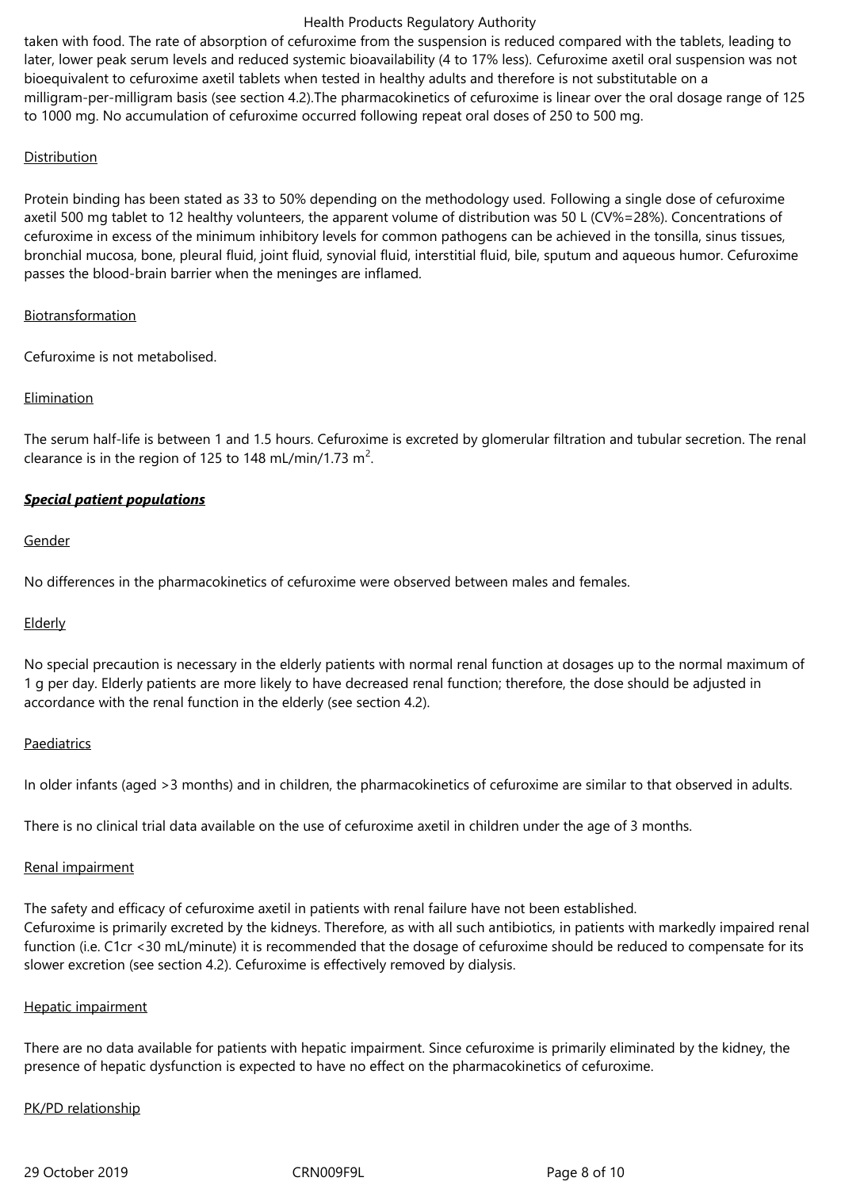taken with food. The rate of absorption of cefuroxime from the suspension is reduced compared with the tablets, leading to later, lower peak serum levels and reduced systemic bioavailability (4 to 17% less). Cefuroxime axetil oral suspension was not bioequivalent to cefuroxime axetil tablets when tested in healthy adults and therefore is not substitutable on a milligram-per-milligram basis (see section 4.2).The pharmacokinetics of cefuroxime is linear over the oral dosage range of 125 to 1000 mg. No accumulation of cefuroxime occurred following repeat oral doses of 250 to 500 mg.

Distribution

Protein binding has been stated as 33 to 50% depending on the methodology used. Following a single dose of cefuroxime axetil 500 mg tablet to 12 healthy volunteers, the apparent volume of distribution was 50 L (CV%=28%). Concentrations of cefuroxime in excess of the minimum inhibitory levels for common pathogens can be achieved in the tonsilla, sinus tissues, bronchial mucosa, bone, pleural fluid, joint fluid, synovial fluid, interstitial fluid, bile, sputum and aqueous humor. Cefuroxime passes the blood-brain barrier when the meninges are inflamed.

Biotransformation

Cefuroxime is not metabolised.

Elimination

The serum half-life is between 1 and 1.5 hours. Cefuroxime is excreted by glomerular filtration and tubular secretion. The renal clearance is in the region of 125 to 148 mL/min/1.73 $m^2$.

***Special patient populations***

Gender

No differences in the pharmacokinetics of cefuroxime were observed between males and females.

Elderly

No special precaution is necessary in the elderly patients with normal renal function at dosages up to the normal maximum of 1 g per day. Elderly patients are more likely to have decreased renal function; therefore, the dose should be adjusted in accordance with the renal function in the elderly (see section 4.2).

Paediatrics

In older infants (aged >3 months) and in children, the pharmacokinetics of cefuroxime are similar to that observed in adults.

There is no clinical trial data available on the use of cefuroxime axetil in children under the age of 3 months.

Renal impairment

The safety and efficacy of cefuroxime axetil in patients with renal failure have not been established.
Cefuroxime is primarily excreted by the kidneys. Therefore, as with all such antibiotics, in patients with markedly impaired renal function (i.e. C1cr <30 mL/minute) it is recommended that the dosage of cefuroxime should be reduced to compensate for its slower excretion (see section 4.2). Cefuroxime is effectively removed by dialysis.

Hepatic impairment

There are no data available for patients with hepatic impairment. Since cefuroxime is primarily eliminated by the kidney, the presence of hepatic dysfunction is expected to have no effect on the pharmacokinetics of cefuroxime.

PK/PD relationship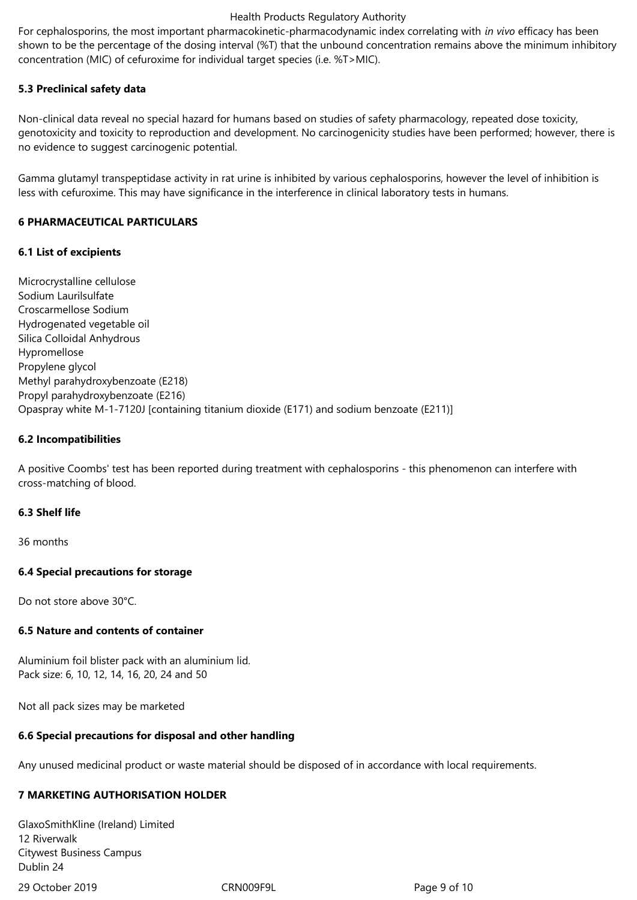For cephalosporins, the most important pharmacokinetic-pharmacodynamic index correlating with *in vivo* efficacy has been shown to be the percentage of the dosing interval (%T) that the unbound concentration remains above the minimum inhibitory concentration (MIC) of cefuroxime for individual target species (i.e. %T>MIC).

**5.3 Preclinical safety data**

Non-clinical data reveal no special hazard for humans based on studies of safety pharmacology, repeated dose toxicity, genotoxicity and toxicity to reproduction and development. No carcinogenicity studies have been performed; however, there is no evidence to suggest carcinogenic potential.

Gamma glutamyl transpeptidase activity in rat urine is inhibited by various cephalosporins, however the level of inhibition is less with cefuroxime. This may have significance in the interference in clinical laboratory tests in humans.

**6 PHARMACEUTICAL PARTICULARS**

**6.1 List of excipients**

Microcrystalline cellulose
Sodium Laurilsulfate
Croscarmellose Sodium
Hydrogenated vegetable oil
Silica Colloidal Anhydrous
Hypromellose
Propylene glycol
Methyl parahydroxybenzoate (E218)
Propyl parahydroxybenzoate (E216)
Opaspray white M-1-7120J [containing titanium dioxide (E171) and sodium benzoate (E211)]

**6.2 Incompatibilities**

A positive Coombs' test has been reported during treatment with cephalosporins - this phenomenon can interfere with cross-matching of blood.

**6.3 Shelf life**

36 months

**6.4 Special precautions for storage**

Do not store above 30°C.

**6.5 Nature and contents of container**

Aluminium foil blister pack with an aluminium lid.
Pack size: 6, 10, 12, 14, 16, 20, 24 and 50

Not all pack sizes may be marketed

**6.6 Special precautions for disposal and other handling**

Any unused medicinal product or waste material should be disposed of in accordance with local requirements.

**7 MARKETING AUTHORISATION HOLDER**

GlaxoSmithKline (Ireland) Limited
12 Riverwalk
Citywest Business Campus
Dublin 24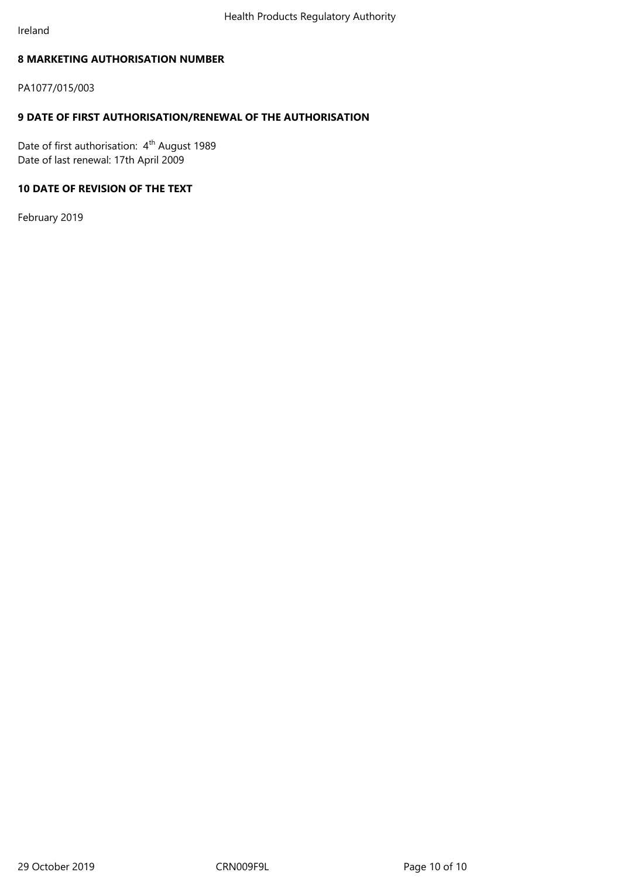Ireland

## 8 MARKETING AUTHORISATION NUMBER

PA1077/015/003

## 9 DATE OF FIRST AUTHORISATION/RENEWAL OF THE AUTHORISATION

Date of first authorisation: 4th August 1989
Date of last renewal: 17th April 2009

## 10 DATE OF REVISION OF THE TEXT

February 2019